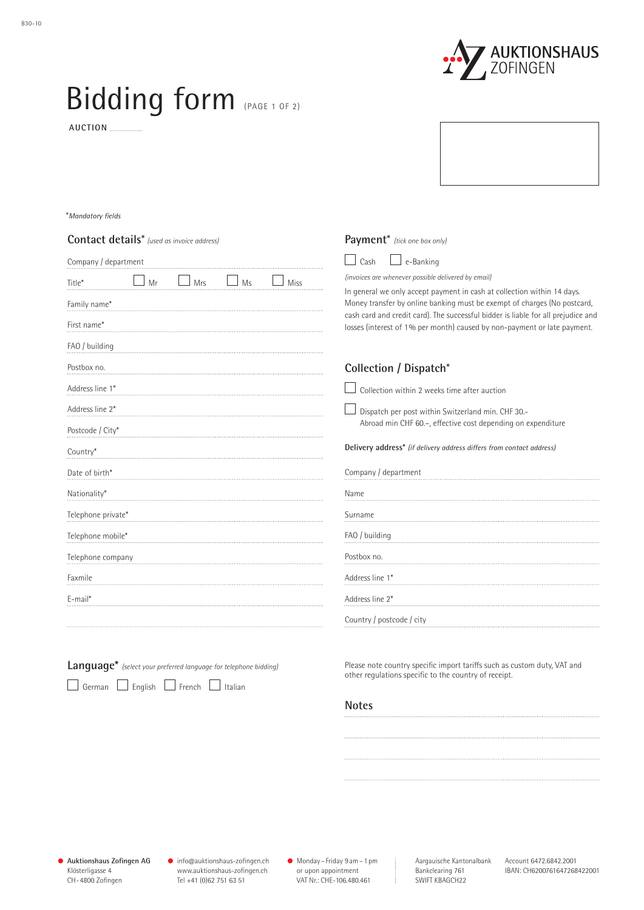B30-10

AUKTIONSHAUS ZOFINGEN

# Bidding form (PAGE 1 OF 2)

**AUCTION** ..................

**Mandatory fields*

## Contact details* *(used as invoice address)*

Company / department

Title* ☐ Mr ☐ Mrs ☐ Ms ☐ Miss

Family name*

First name*

FAO / building

Postbox no.

Address line 1*

Address line 2*

Postcode / City*

Country*

Date of birth*

Nationality*

Telephone private*

Telephone mobile*

Telephone company

Faxmile

E-mail*

## Language* *(select your preferred language for telephone bidding)*

☐ German ☐ English ☐ French ☐ Italian

## Payment* *(tick one box only)*

☐ Cash ☐ e-Banking

*(invoices are whenever possible delivered by email)*

In general we only accept payment in cash at collection within 14 days. Money transfer by online banking must be exempt of charges (No postcard, cash card and credit card). The successful bidder is liable for all prejudice and losses (interest of 1% per month) caused by non-payment or late payment.

## Collection / Dispatch*

☐ Collection within 2 weeks time after auction

☐ Dispatch per post within Switzerland min. CHF 30.-
Abroad min CHF 60.–, effective cost depending on expenditure

**Delivery address*** *(if delivery address differs from contact address)*

Company / department

Name

Surname

FAO / building

Postbox no.

Address line 1*

Address line 2*

Country / postcode / city

Please note country specific import tariffs such as custom duty, VAT and other regulations specific to the country of receipt.

## Notes

**Auktionshaus Zofingen AG**
Klösterligasse 4
CH-4800 Zofingen

info@auktionshaus-zofingen.ch
www.auktionshaus-zofingen.ch
Tel +41 (0)62 751 63 51

Monday – Friday 9 am – 1 pm
or upon appointment
VAT Nr.: CHE-106.480.461

Aargauische Kantonalbank
Bankclearing 761
SWIFT KBAGCH22

Account 6472.6842.2001
IBAN: CH6200761647268422001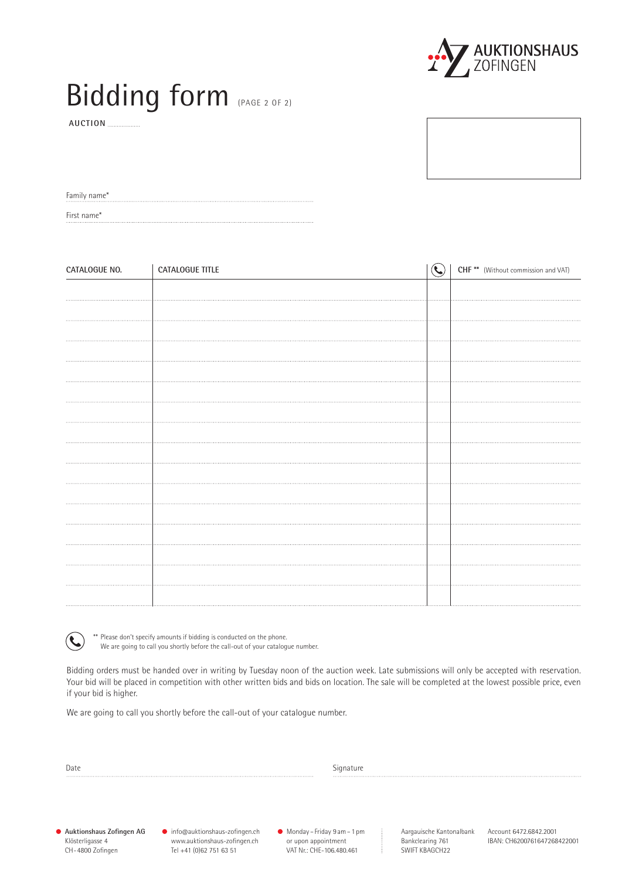AUKTIONSHAUS ZOFINGEN

# Bidding form (PAGE 2 OF 2)

**AUCTION** ..................

Family name* ....................................................................................................

First name* ....................................................................................................

| CATALOGUE NO. | CATALOGUE TITLE | ☎ | CHF ** (Without commission and VAT) |
|---|---|---|---|
| | | | |
| | | | |
| | | | |
| | | | |
| | | | |
| | | | |
| | | | |
| | | | |
| | | | |
| | | | |
| | | | |
| | | | |
| | | | |
| | | | |
| | | | |
| | | | |

☎ ** Please don't specify amounts if bidding is conducted on the phone.
We are going to call you shortly before the call-out of your catalogue number.

Bidding orders must be handed over in writing by Tuesday noon of the auction week. Late submissions will only be accepted with reservation. Your bid will be placed in competition with other written bids and bids on location. The sale will be completed at the lowest possible price, even if your bid is higher.

We are going to call you shortly before the call-out of your catalogue number.

Date ....................................................................................................

Signature ....................................................................................................

**Auktionshaus Zofingen AG**
Klösterligasse 4
CH-4800 Zofingen

info@auktionshaus-zofingen.ch
www.auktionshaus-zofingen.ch
Tel +41 (0)62 751 63 51

Monday – Friday 9 am – 1 pm
or upon appointment
VAT Nr.: CHE-106.480.461

Aargauische Kantonalbank
Bankclearing 761
SWIFT KBAGCH22

Account 6472.6842.2001
IBAN: CH6200761647268422001